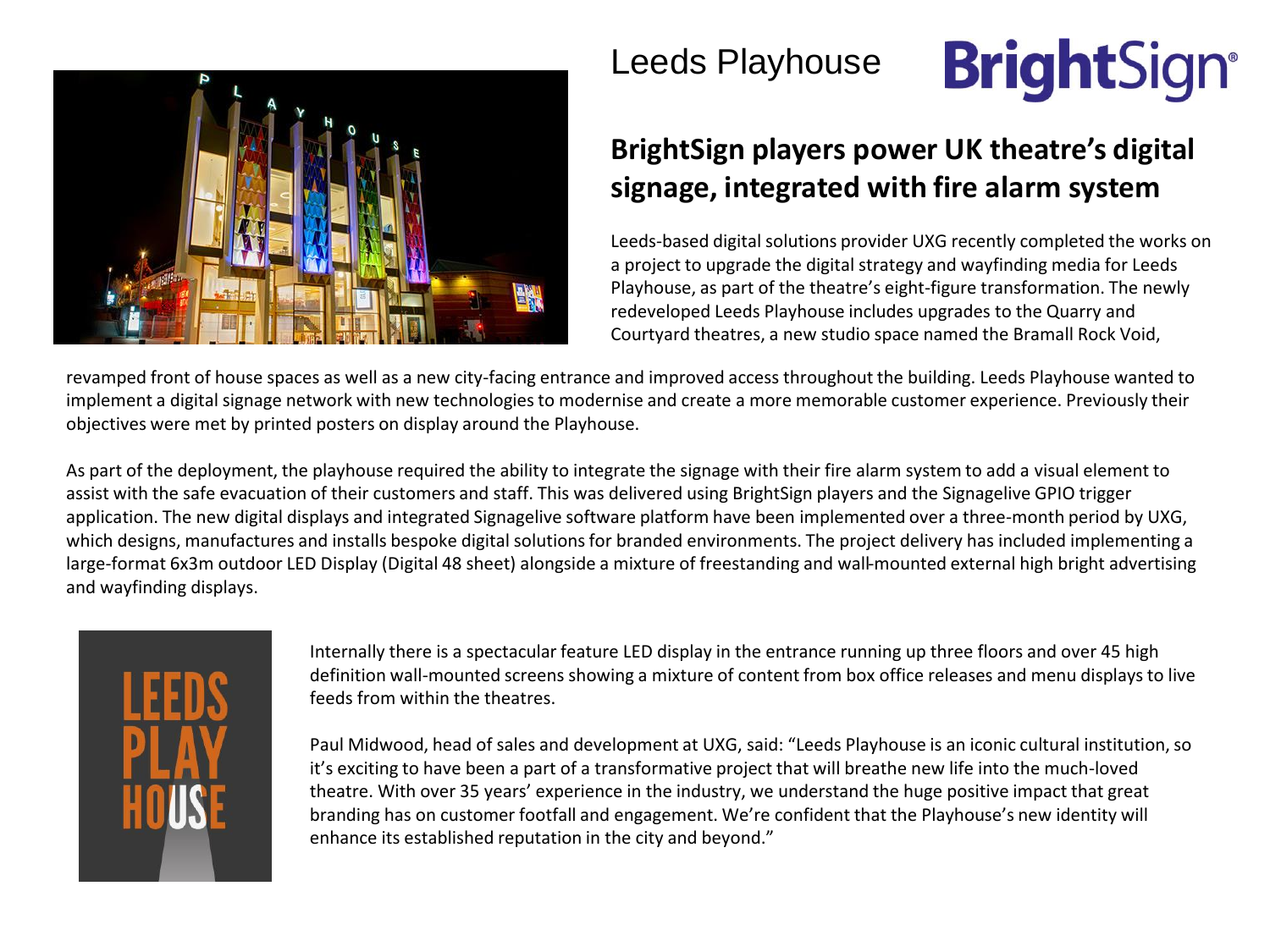# Leeds Playhouse

BrightSign®

## BrightSign players power UK theatre's digital signage, integrated with fire alarm system

Leeds-based digital solutions provider UXG recently completed the works on a project to upgrade the digital strategy and wayfinding media for Leeds Playhouse, as part of the theatre's eight-figure transformation. The newly redeveloped Leeds Playhouse includes upgrades to the Quarry and Courtyard theatres, a new studio space named the Bramall Rock Void, revamped front of house spaces as well as a new city-facing entrance and improved access throughout the building. Leeds Playhouse wanted to implement a digital signage network with new technologies to modernise and create a more memorable customer experience. Previously their objectives were met by printed posters on display around the Playhouse.

As part of the deployment, the playhouse required the ability to integrate the signage with their fire alarm system to add a visual element to assist with the safe evacuation of their customers and staff. This was delivered using BrightSign players and the Signagelive GPIO trigger application. The new digital displays and integrated Signagelive software platform have been implemented over a three-month period by UXG, which designs, manufactures and installs bespoke digital solutions for branded environments. The project delivery has included implementing a large-format 6x3m outdoor LED Display (Digital 48 sheet) alongside a mixture of freestanding and wall-mounted external high bright advertising and wayfinding displays.

Internally there is a spectacular feature LED display in the entrance running up three floors and over 45 high definition wall-mounted screens showing a mixture of content from box office releases and menu displays to live feeds from within the theatres.

Paul Midwood, head of sales and development at UXG, said: "Leeds Playhouse is an iconic cultural institution, so it's exciting to have been a part of a transformative project that will breathe new life into the much-loved theatre. With over 35 years' experience in the industry, we understand the huge positive impact that great branding has on customer footfall and engagement. We're confident that the Playhouse's new identity will enhance its established reputation in the city and beyond."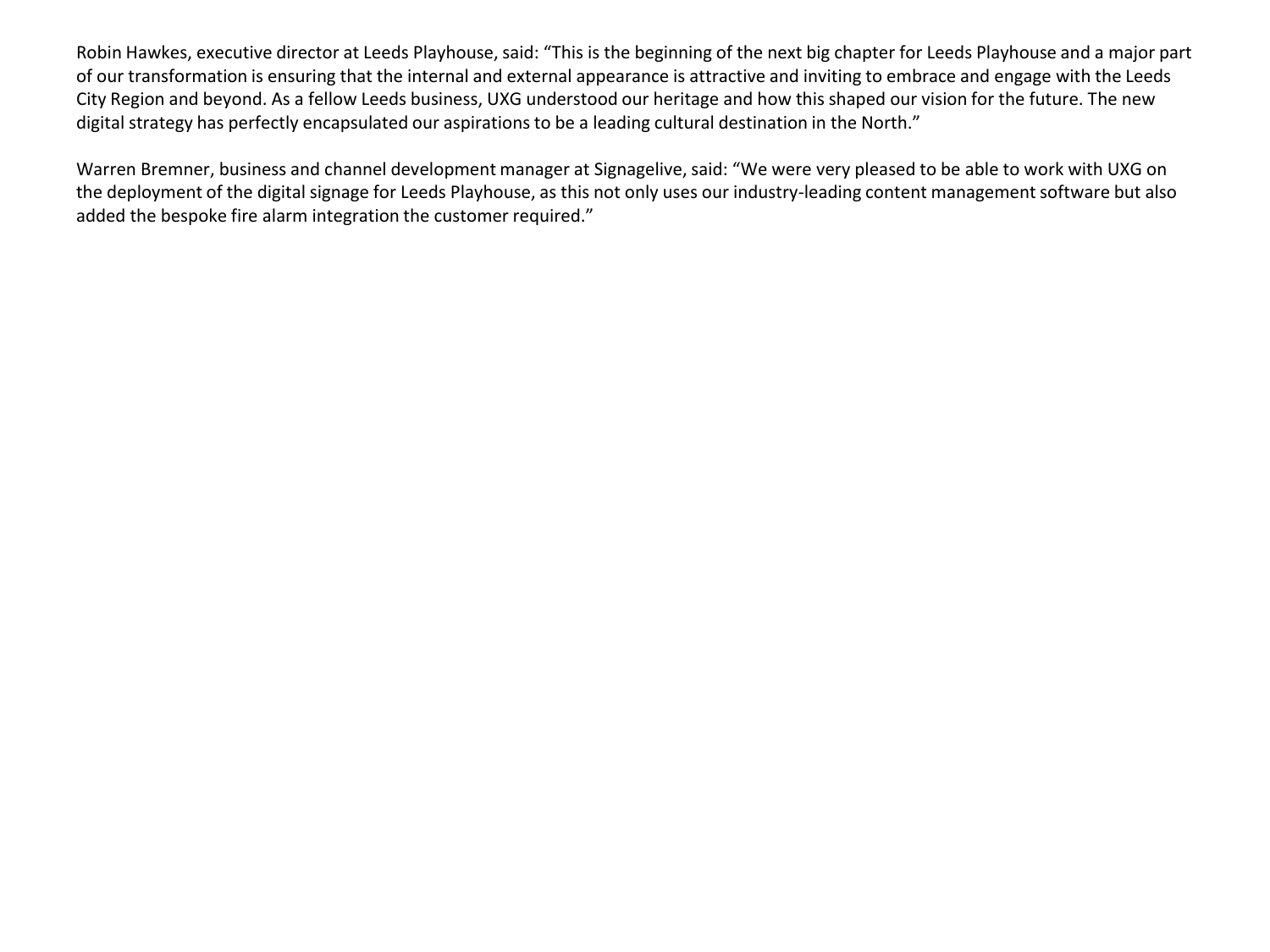Robin Hawkes, executive director at Leeds Playhouse, said: “This is the beginning of the next big chapter for Leeds Playhouse and a major part of our transformation is ensuring that the internal and external appearance is attractive and inviting to embrace and engage with the Leeds City Region and beyond. As a fellow Leeds business, UXG understood our heritage and how this shaped our vision for the future. The new digital strategy has perfectly encapsulated our aspirations to be a leading cultural destination in the North.”

Warren Bremner, business and channel development manager at Signagelive, said: “We were very pleased to be able to work with UXG on the deployment of the digital signage for Leeds Playhouse, as this not only uses our industry-leading content management software but also added the bespoke fire alarm integration the customer required.”